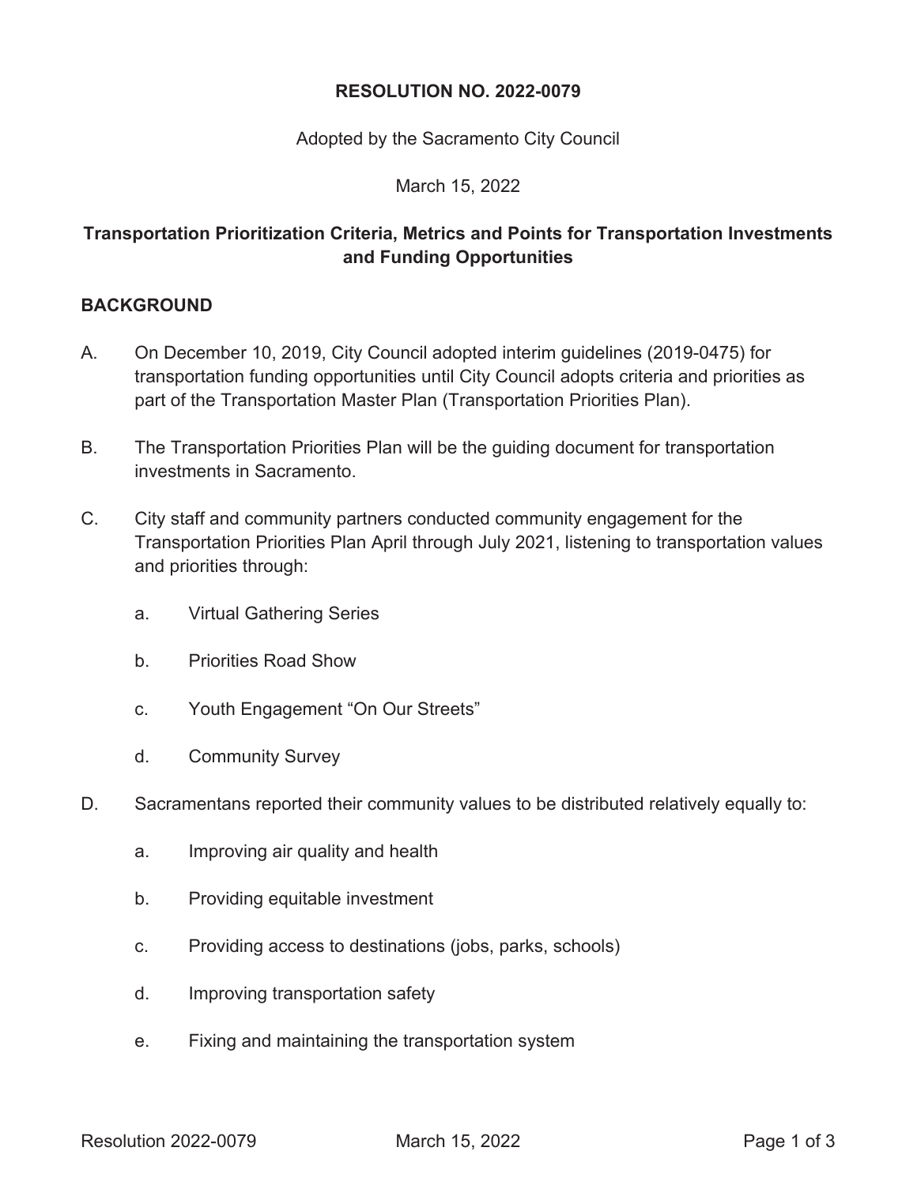**RESOLUTION NO. 2022-0079**

Adopted by the Sacramento City Council

March 15, 2022

**Transportation Prioritization Criteria, Metrics and Points for Transportation Investments and Funding Opportunities**

## BACKGROUND

A. On December 10, 2019, City Council adopted interim guidelines (2019-0475) for transportation funding opportunities until City Council adopts criteria and priorities as part of the Transportation Master Plan (Transportation Priorities Plan).

B. The Transportation Priorities Plan will be the guiding document for transportation investments in Sacramento.

C. City staff and community partners conducted community engagement for the Transportation Priorities Plan April through July 2021, listening to transportation values and priorities through:

   a. Virtual Gathering Series

   b. Priorities Road Show

   c. Youth Engagement "On Our Streets"

   d. Community Survey

D. Sacramentans reported their community values to be distributed relatively equally to:

   a. Improving air quality and health

   b. Providing equitable investment

   c. Providing access to destinations (jobs, parks, schools)

   d. Improving transportation safety

   e. Fixing and maintaining the transportation system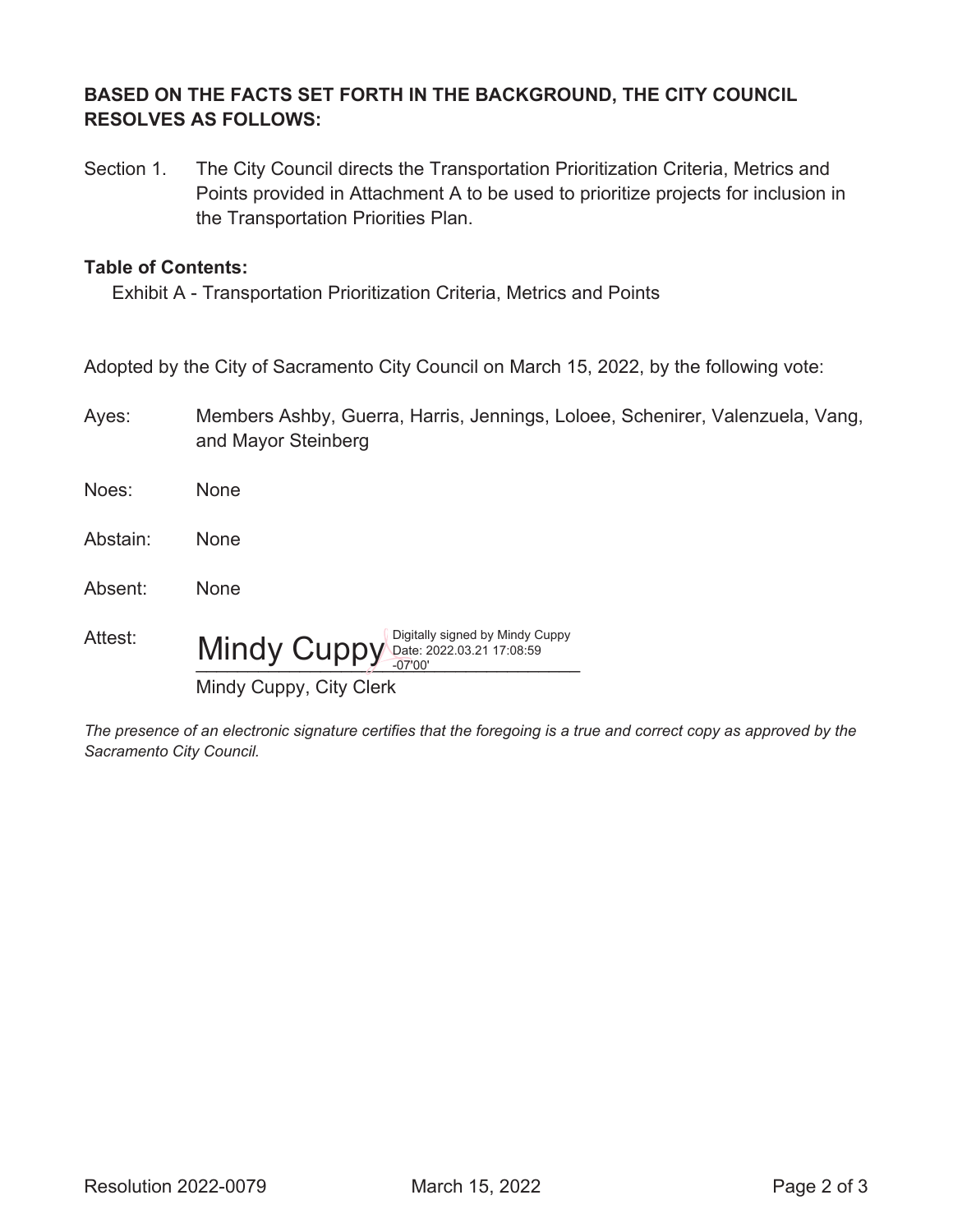**BASED ON THE FACTS SET FORTH IN THE BACKGROUND, THE CITY COUNCIL RESOLVES AS FOLLOWS:**

Section 1. The City Council directs the Transportation Prioritization Criteria, Metrics and Points provided in Attachment A to be used to prioritize projects for inclusion in the Transportation Priorities Plan.

**Table of Contents:**

Exhibit A - Transportation Prioritization Criteria, Metrics and Points

Adopted by the City of Sacramento City Council on March 15, 2022, by the following vote:

Ayes: Members Ashby, Guerra, Harris, Jennings, Loloee, Schenirer, Valenzuela, Vang, and Mayor Steinberg

Noes: None

Abstain: None

Absent: None

Attest: Mindy Cuppy Digitally signed by Mindy Cuppy Date: 2022.03.21 17:08:59 -07'00'

Mindy Cuppy, City Clerk

*The presence of an electronic signature certifies that the foregoing is a true and correct copy as approved by the Sacramento City Council.*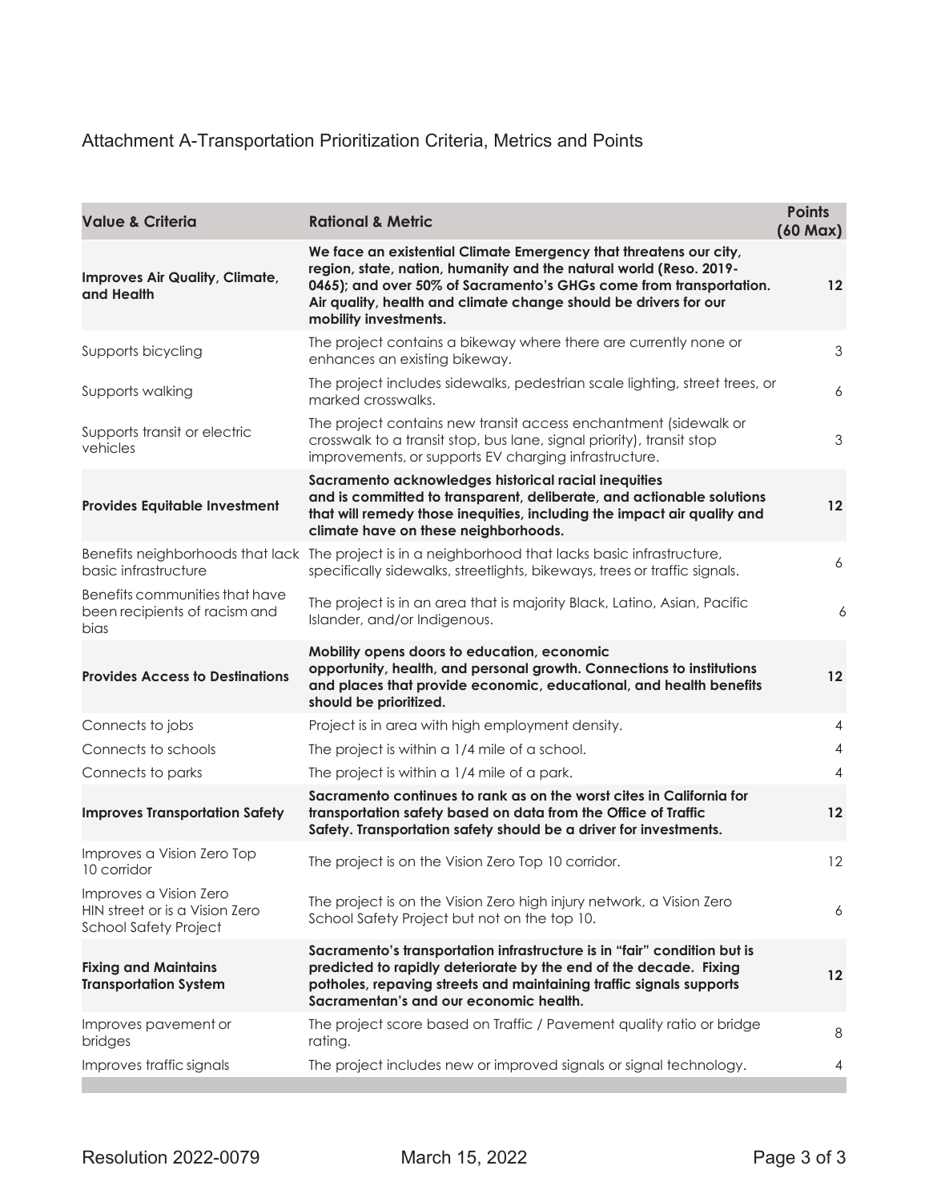Attachment A-Transportation Prioritization Criteria, Metrics and Points

| Value & Criteria | Rational & Metric | Points (60 Max) |
| --- | --- | --- |
| **Improves Air Quality, Climate, and Health** | **We face an existential Climate Emergency that threatens our city, region, state, nation, humanity and the natural world (Reso. 2019-0465); and over 50% of Sacramento's GHGs come from transportation. Air quality, health and climate change should be drivers for our mobility investments.** | **12** |
| Supports bicycling | The project contains a bikeway where there are currently none or enhances an existing bikeway. | 3 |
| Supports walking | The project includes sidewalks, pedestrian scale lighting, street trees, or marked crosswalks. | 6 |
| Supports transit or electric vehicles | The project contains new transit access enchantment (sidewalk or crosswalk to a transit stop, bus lane, signal priority), transit stop improvements, or supports EV charging infrastructure. | 3 |
| **Provides Equitable Investment** | **Sacramento acknowledges historical racial inequities and is committed to transparent, deliberate, and actionable solutions that will remedy those inequities, including the impact air quality and climate have on these neighborhoods.** | **12** |
| Benefits neighborhoods that lack basic infrastructure | The project is in a neighborhood that lacks basic infrastructure, specifically sidewalks, streetlights, bikeways, trees or traffic signals. | 6 |
| Benefits communities that have been recipients of racism and bias | The project is in an area that is majority Black, Latino, Asian, Pacific Islander, and/or Indigenous. | 6 |
| **Provides Access to Destinations** | **Mobility opens doors to education, economic opportunity, health, and personal growth. Connections to institutions and places that provide economic, educational, and health benefits should be prioritized.** | **12** |
| Connects to jobs | Project is in area with high employment density. | 4 |
| Connects to schools | The project is within a 1/4 mile of a school. | 4 |
| Connects to parks | The project is within a 1/4 mile of a park. | 4 |
| **Improves Transportation Safety** | **Sacramento continues to rank as on the worst cites in California for transportation safety based on data from the Office of Traffic Safety. Transportation safety should be a driver for investments.** | **12** |
| Improves a Vision Zero Top 10 corridor | The project is on the Vision Zero Top 10 corridor. | 12 |
| Improves a Vision Zero HIN street or is a Vision Zero School Safety Project | The project is on the Vision Zero high injury network, a Vision Zero School Safety Project but not on the top 10. | 6 |
| **Fixing and Maintains Transportation System** | **Sacramento's transportation infrastructure is in "fair" condition but is predicted to rapidly deteriorate by the end of the decade. Fixing potholes, repaving streets and maintaining traffic signals supports Sacramentan's and our economic health.** | **12** |
| Improves pavement or bridges | The project score based on Traffic / Pavement quality ratio or bridge rating. | 8 |
| Improves traffic signals | The project includes new or improved signals or signal technology. | 4 |

Resolution 2022-0079 March 15, 2022